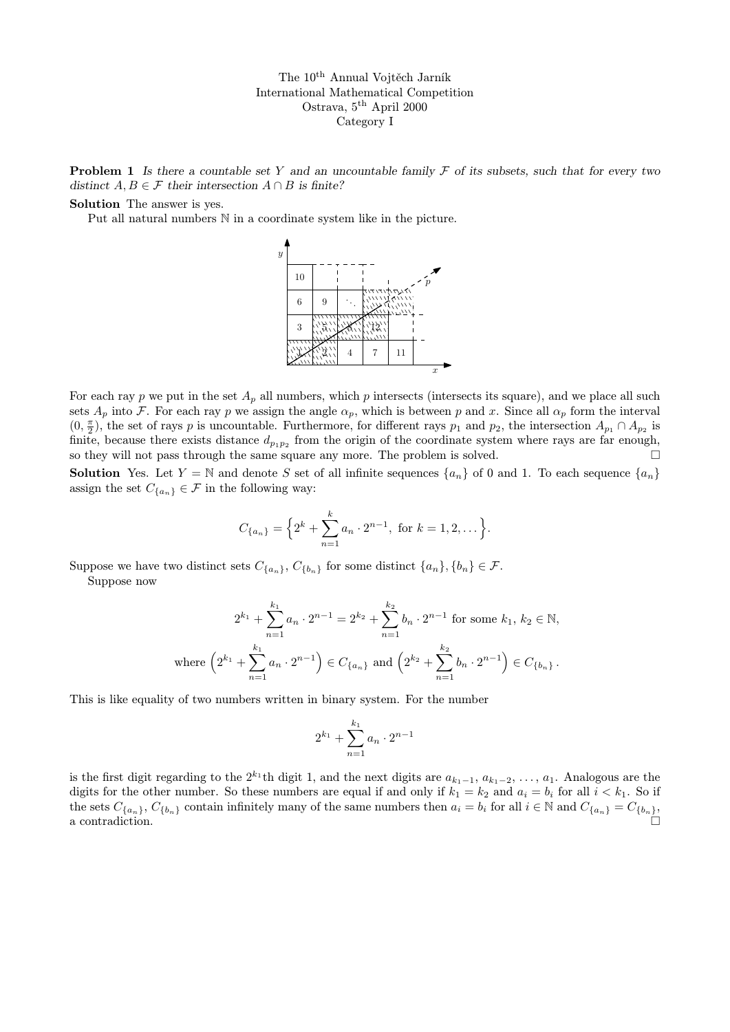The $10^{\text{th}}$ Annual Vojtěch Jarník
International Mathematical Competition
Ostrava, $5^{\text{th}}$ April 2000
Category I

**Problem 1** *Is there a countable set $Y$ and an uncountable family $\mathcal{F}$ of its subsets, such that for every two distinct $A, B \in \mathcal{F}$ their intersection $A \cap B$ is finite?*

**Solution** The answer is yes.

Put all natural numbers $\mathbb{N}$ in a coordinate system like in the picture.

For each ray $p$ we put in the set $A_p$ all numbers, which $p$ intersects (intersects its square), and we place all such sets $A_p$ into $\mathcal{F}$. For each ray $p$ we assign the angle $\alpha_p$, which is between $p$ and $x$. Since all $\alpha_p$ form the interval $(0, \frac{\pi}{2})$, the set of rays $p$ is uncountable. Furthermore, for different rays $p_1$ and $p_2$, the intersection $A_{p_1} \cap A_{p_2}$ is finite, because there exists distance $d_{p_1 p_2}$ from the origin of the coordinate system where rays are far enough, so they will not pass through the same square any more. The problem is solved. □

**Solution** Yes. Let $Y = \mathbb{N}$ and denote $S$ set of all infinite sequences $\{a_n\}$ of 0 and 1. To each sequence $\{a_n\}$ assign the set $C_{\{a_n\}} \in \mathcal{F}$ in the following way:

$$C_{\{a_n\}} = \Big\{ 2^k + \sum_{n=1}^{k} a_n \cdot 2^{n-1}, \text{ for } k = 1, 2, \dots \Big\}.$$

Suppose we have two distinct sets $C_{\{a_n\}}$, $C_{\{b_n\}}$ for some distinct $\{a_n\}, \{b_n\} \in \mathcal{F}$.

Suppose now

$$2^{k_1} + \sum_{n=1}^{k_1} a_n \cdot 2^{n-1} = 2^{k_2} + \sum_{n=1}^{k_2} b_n \cdot 2^{n-1} \text{ for some } k_1,\, k_2 \in \mathbb{N},$$

$$\text{where } \Big( 2^{k_1} + \sum_{n=1}^{k_1} a_n \cdot 2^{n-1} \Big) \in C_{\{a_n\}} \text{ and } \Big( 2^{k_2} + \sum_{n=1}^{k_2} b_n \cdot 2^{n-1} \Big) \in C_{\{b_n\}}.$$

This is like equality of two numbers written in binary system. For the number

$$2^{k_1} + \sum_{n=1}^{k_1} a_n \cdot 2^{n-1}$$

is the first digit regarding to the $2^{k_1}$th digit 1, and the next digits are $a_{k_1-1}, a_{k_1-2}, \dots, a_1$. Analogous are the digits for the other number. So these numbers are equal if and only if $k_1 = k_2$ and $a_i = b_i$ for all $i < k_1$. So if the sets $C_{\{a_n\}}$, $C_{\{b_n\}}$ contain infinitely many of the same numbers then $a_i = b_i$ for all $i \in \mathbb{N}$ and $C_{\{a_n\}} = C_{\{b_n\}}$, a contradiction. □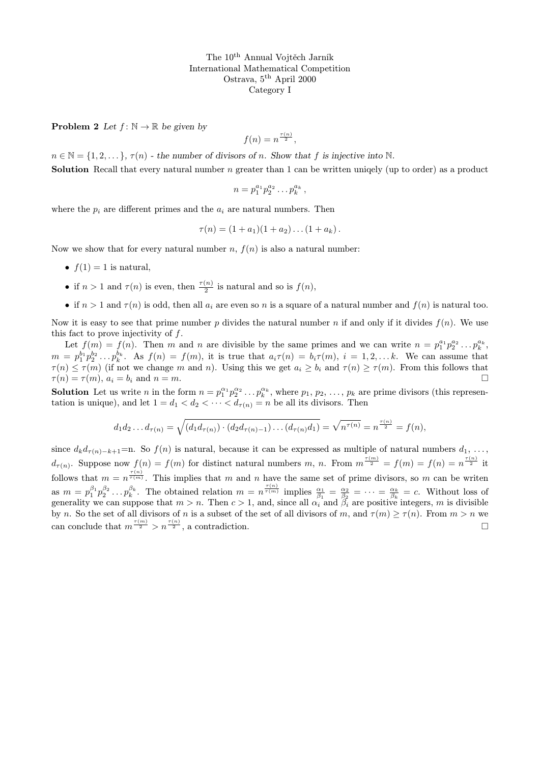The 10[th] Annual Vojtěch Jarník
International Mathematical Competition
Ostrava, 5[th] April 2000
Category I

**Problem 2** *Let $f\colon \mathbb{N} \to \mathbb{R}$ be given by*

$$f(n) = n^{\frac{\tau(n)}{2}},$$

*$n \in \mathbb{N} = \{1, 2, \dots\}$, $\tau(n)$ - the number of divisors of $n$. Show that $f$ is injective into $\mathbb{N}$.*

**Solution** Recall that every natural number $n$ greater than 1 can be written uniqely (up to order) as a product

$$n = p_1^{a_1} p_2^{a_2} \dots p_k^{a_k},$$

where the $p_i$ are different primes and the $a_i$ are natural numbers. Then

$$\tau(n) = (1 + a_1)(1 + a_2)\dots(1 + a_k).$$

Now we show that for every natural number $n$, $f(n)$ is also a natural number:

- $f(1) = 1$ is natural,
- if $n > 1$ and $\tau(n)$ is even, then $\frac{\tau(n)}{2}$ is natural and so is $f(n)$,
- if $n > 1$ and $\tau(n)$ is odd, then all $a_i$ are even so $n$ is a square of a natural number and $f(n)$ is natural too.

Now it is easy to see that prime number $p$ divides the natural number $n$ if and only if it divides $f(n)$. We use this fact to prove injectivity of $f$.

Let $f(m) = f(n)$. Then $m$ and $n$ are divisible by the same primes and we can write $n = p_1^{a_1} p_2^{a_2} \dots p_k^{a_k}$, $m = p_1^{b_1} p_2^{b_2} \dots p_k^{b_k}$. As $f(n) = f(m)$, it is true that $a_i\tau(n) = b_i\tau(m)$, $i = 1, 2, \dots k$. We can assume that $\tau(n) \le \tau(m)$ (if not we change $m$ and $n$). Using this we get $a_i \ge b_i$ and $\tau(n) \ge \tau(m)$. From this follows that $\tau(n) = \tau(m)$, $a_i = b_i$ and $n = m$. $\square$

**Solution** Let us write $n$ in the form $n = p_1^{\alpha_1} p_2^{\alpha_2} \dots p_k^{\alpha_k}$, where $p_1, p_2, \dots, p_k$ are prime divisors (this representation is unique), and let $1 = d_1 < d_2 < \dots < d_{\tau(n)} = n$ be all its divisors. Then

$$d_1 d_2 \dots d_{\tau(n)} = \sqrt{(d_1 d_{\tau(n)}) \cdot (d_2 d_{\tau(n)-1}) \dots (d_{\tau(n)} d_1)} = \sqrt{n^{\tau(n)}} = n^{\frac{\tau(n)}{2}} = f(n),$$

since $d_k d_{\tau(n)-k+1}$=n. So $f(n)$ is natural, because it can be expressed as multiple of natural numbers $d_1, \dots, d_{\tau(n)}$. Suppose now $f(n) = f(m)$ for distinct natural numbers $m$, $n$. From $m^{\frac{\tau(m)}{2}} = f(m) = f(n) = n^{\frac{\tau(n)}{2}}$ it follows that $m = n^{\frac{\tau(n)}{\tau(m)}}$. This implies that $m$ and $n$ have the same set of prime divisors, so $m$ can be writen as $m = p_1^{\beta_1} p_2^{\beta_2} \dots p_k^{\beta_k}$. The obtained relation $m = n^{\frac{\tau(n)}{\tau(m)}}$ implies $\frac{\alpha_1}{\beta_1} = \frac{\alpha_2}{\beta_2} = \dots = \frac{\alpha_k}{\beta_k} = c$. Without loss of generality we can suppose that $m > n$. Then $c > 1$, and, since all $\alpha_i$ and $\beta_i$ are positive integers, $m$ is divisible by $n$. So the set of all divisors of $n$ is a subset of the set of all divisors of $m$, and $\tau(m) \ge \tau(n)$. From $m > n$ we can conclude that $m^{\frac{\tau(m)}{2}} > n^{\frac{\tau(n)}{2}}$, a contradiction. $\square$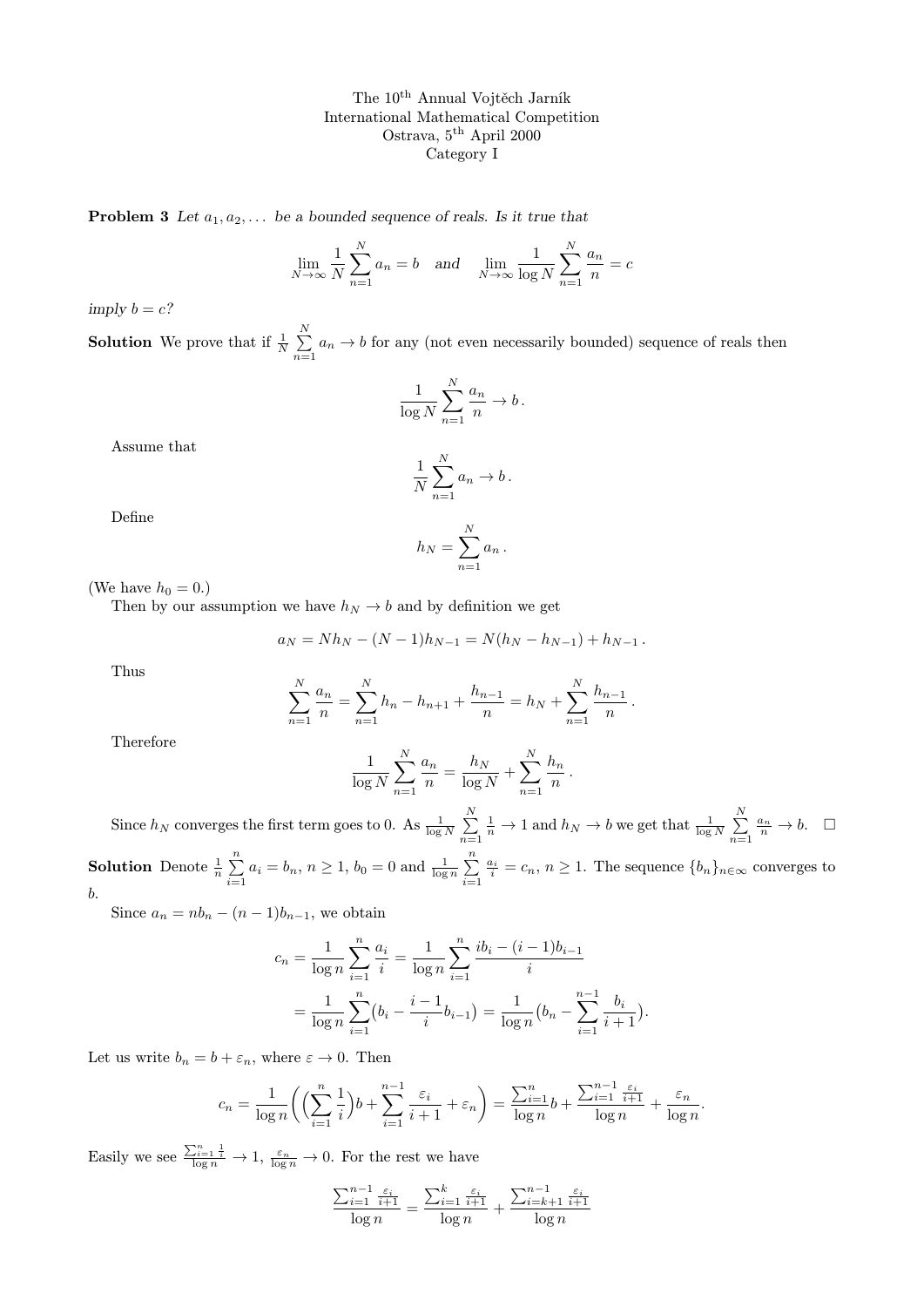The 10[th] Annual Vojtěch Jarník
International Mathematical Competition
Ostrava, 5[th] April 2000
Category I

**Problem 3** *Let $a_1, a_2, \dots$ be a bounded sequence of reals. Is it true that*

$$\lim_{N\to\infty} \frac{1}{N}\sum_{n=1}^{N} a_n = b \quad \textit{and} \quad \lim_{N\to\infty} \frac{1}{\log N}\sum_{n=1}^{N} \frac{a_n}{n} = c$$

*imply $b = c$?*

**Solution** We prove that if $\frac{1}{N}\sum\limits_{n=1}^{N} a_n \to b$ for any (not even necessarily bounded) sequence of reals then

$$\frac{1}{\log N}\sum_{n=1}^{N} \frac{a_n}{n} \to b\,.$$

Assume that

$$\frac{1}{N}\sum_{n=1}^{N} a_n \to b\,.$$

Define

$$h_N = \sum_{n=1}^{N} a_n\,.$$

(We have $h_0 = 0$.)

Then by our assumption we have $h_N \to b$ and by definition we get

$$a_N = Nh_N - (N-1)h_{N-1} = N(h_N - h_{N-1}) + h_{N-1}\,.$$

Thus

$$\sum_{n=1}^{N} \frac{a_n}{n} = \sum_{n=1}^{N} h_n - h_{n+1} + \frac{h_{n-1}}{n} = h_N + \sum_{n=1}^{N} \frac{h_{n-1}}{n}\,.$$

Therefore

$$\frac{1}{\log N}\sum_{n=1}^{N} \frac{a_n}{n} = \frac{h_N}{\log N} + \sum_{n=1}^{N} \frac{h_n}{n}\,.$$

Since $h_N$ converges the first term goes to 0. As $\frac{1}{\log N}\sum\limits_{n=1}^{N} \frac{1}{n} \to 1$ and $h_N \to b$ we get that $\frac{1}{\log N}\sum\limits_{n=1}^{N} \frac{a_n}{n} \to b$. $\square$

**Solution** Denote $\frac{1}{n}\sum\limits_{i=1}^{n} a_i = b_n$, $n \geq 1$, $b_0 = 0$ and $\frac{1}{\log n}\sum\limits_{i=1}^{n} \frac{a_i}{i} = c_n$, $n \geq 1$. The sequence $\{b_n\}_{n\in\infty}$ converges to $b$.

Since $a_n = nb_n - (n-1)b_{n-1}$, we obtain

$$\begin{aligned}
c_n = \frac{1}{\log n}\sum_{i=1}^{n} \frac{a_i}{i} &= \frac{1}{\log n}\sum_{i=1}^{n} \frac{ib_i - (i-1)b_{i-1}}{i} \\
&= \frac{1}{\log n}\sum_{i=1}^{n} \big(b_i - \frac{i-1}{i}b_{i-1}\big) = \frac{1}{\log n}\big(b_n - \sum_{i=1}^{n-1} \frac{b_i}{i+1}\big).
\end{aligned}$$

Let us write $b_n = b + \varepsilon_n$, where $\varepsilon \to 0$. Then

$$c_n = \frac{1}{\log n}\bigg(\Big(\sum_{i=1}^{n} \frac{1}{i}\Big)b + \sum_{i=1}^{n-1} \frac{\varepsilon_i}{i+1} + \varepsilon_n\bigg) = \frac{\sum_{i=1}^{n}}{\log n}b + \frac{\sum_{i=1}^{n-1} \frac{\varepsilon_i}{i+1}}{\log n} + \frac{\varepsilon_n}{\log n}.$$

Easily we see $\frac{\sum_{i=1}^{n} \frac{1}{i}}{\log n} \to 1$, $\frac{\varepsilon_n}{\log n} \to 0$. For the rest we have

$$\frac{\sum_{i=1}^{n-1} \frac{\varepsilon_i}{i+1}}{\log n} = \frac{\sum_{i=1}^{k} \frac{\varepsilon_i}{i+1}}{\log n} + \frac{\sum_{i=k+1}^{n-1} \frac{\varepsilon_i}{i+1}}{\log n}$$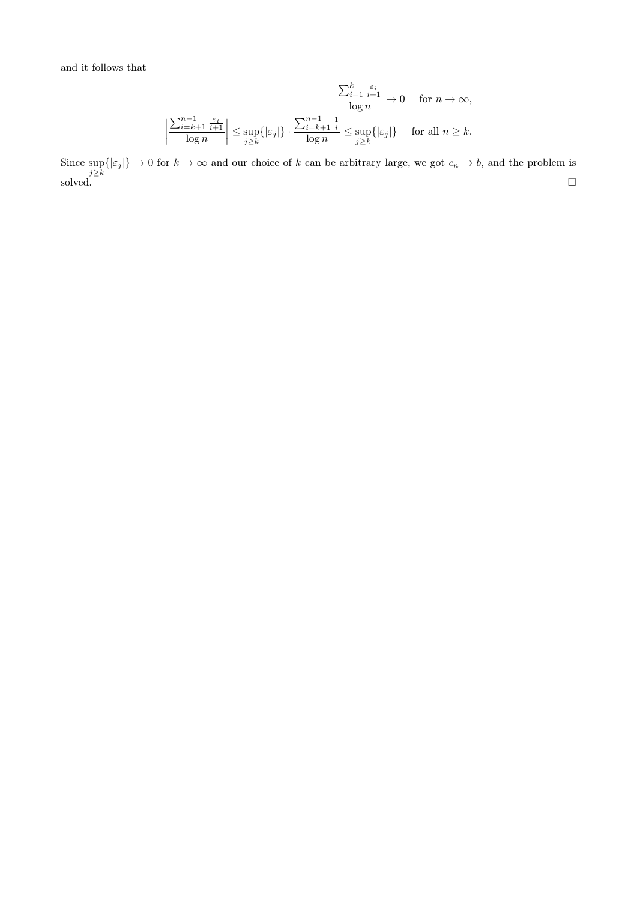and it follows that

$$\frac{\sum_{i=1}^{k} \frac{\varepsilon_i}{i+1}}{\log n} \to 0 \quad \text{for } n \to \infty,$$

$$\left| \frac{\sum_{i=k+1}^{n-1} \frac{\varepsilon_i}{i+1}}{\log n} \right| \leq \sup_{j \geq k}\{|\varepsilon_j|\} \cdot \frac{\sum_{i=k+1}^{n-1} \frac{1}{i}}{\log n} \leq \sup_{j \geq k}\{|\varepsilon_j|\} \quad \text{for all } n \geq k.$$

Since $\sup_{j \geq k}\{|\varepsilon_j|\} \to 0$ for $k \to \infty$ and our choice of $k$ can be arbitrary large, we got $c_n \to b$, and the problem is solved. □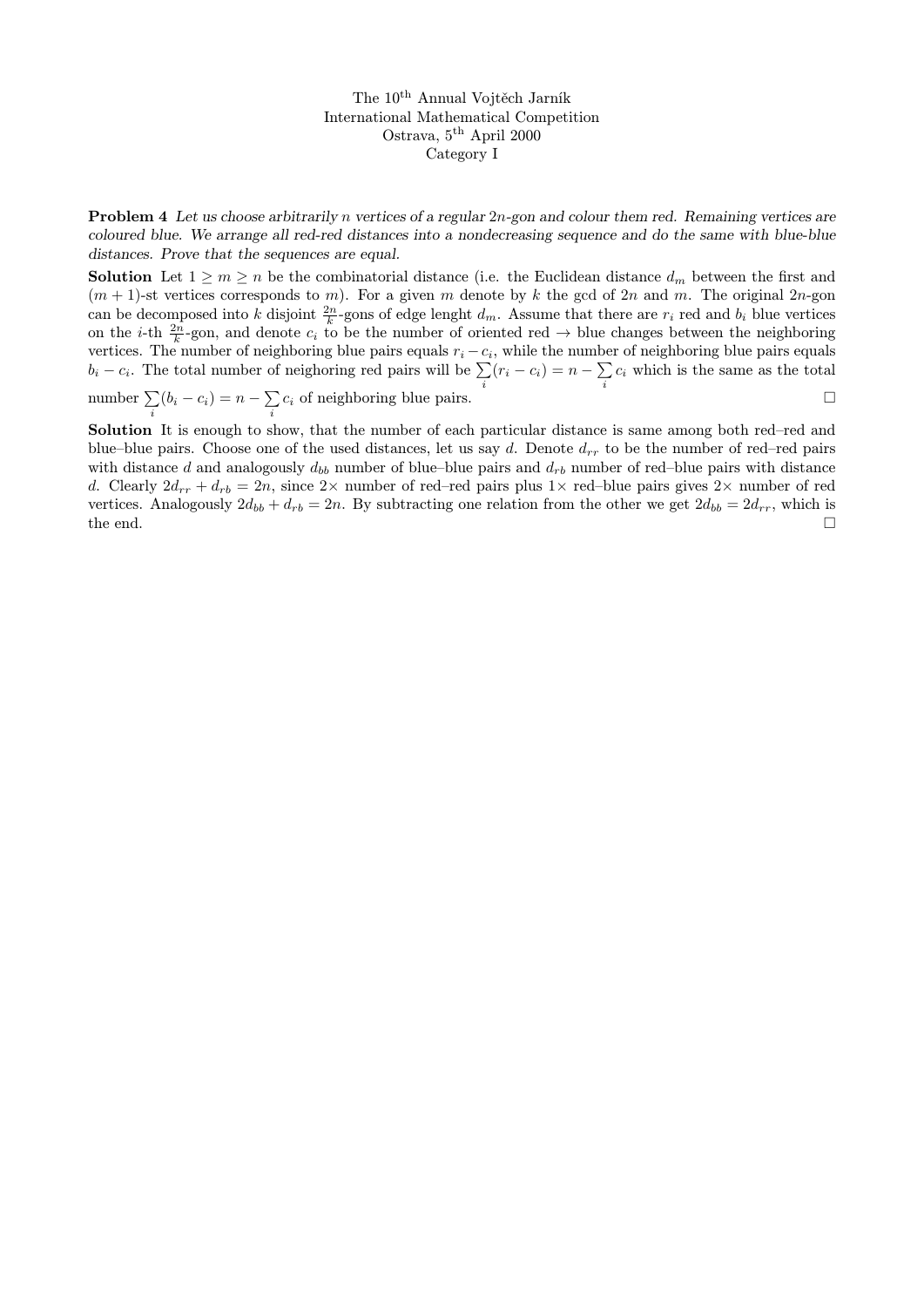The 10[th] Annual Vojtěch Jarník
International Mathematical Competition
Ostrava, 5[th] April 2000
Category I

**Problem 4** *Let us choose arbitrarily $n$ vertices of a regular $2n$-gon and colour them red. Remaining vertices are coloured blue. We arrange all red-red distances into a nondecreasing sequence and do the same with blue-blue distances. Prove that the sequences are equal.*

**Solution** Let $1 \geq m \geq n$ be the combinatorial distance (i.e. the Euclidean distance $d_m$ between the first and $(m+1)$-st vertices corresponds to $m$). For a given $m$ denote by $k$ the gcd of $2n$ and $m$. The original $2n$-gon can be decomposed into $k$ disjoint $\frac{2n}{k}$-gons of edge lenght $d_m$. Assume that there are $r_i$ red and $b_i$ blue vertices on the $i$-th $\frac{2n}{k}$-gon, and denote $c_i$ to be the number of oriented red $\rightarrow$ blue changes between the neighboring vertices. The number of neighboring blue pairs equals $r_i - c_i$, while the number of neighboring blue pairs equals $b_i - c_i$. The total number of neighoring red pairs will be $\sum_i (r_i - c_i) = n - \sum_i c_i$ which is the same as the total number $\sum_i (b_i - c_i) = n - \sum_i c_i$ of neighboring blue pairs. □

**Solution** It is enough to show, that the number of each particular distance is same among both red–red and blue–blue pairs. Choose one of the used distances, let us say $d$. Denote $d_{rr}$ to be the number of red–red pairs with distance $d$ and analogously $d_{bb}$ number of blue–blue pairs and $d_{rb}$ number of red–blue pairs with distance $d$. Clearly $2d_{rr} + d_{rb} = 2n$, since $2\times$ number of red–red pairs plus $1\times$ red–blue pairs gives $2\times$ number of red vertices. Analogously $2d_{bb} + d_{rb} = 2n$. By subtracting one relation from the other we get $2d_{bb} = 2d_{rr}$, which is the end. □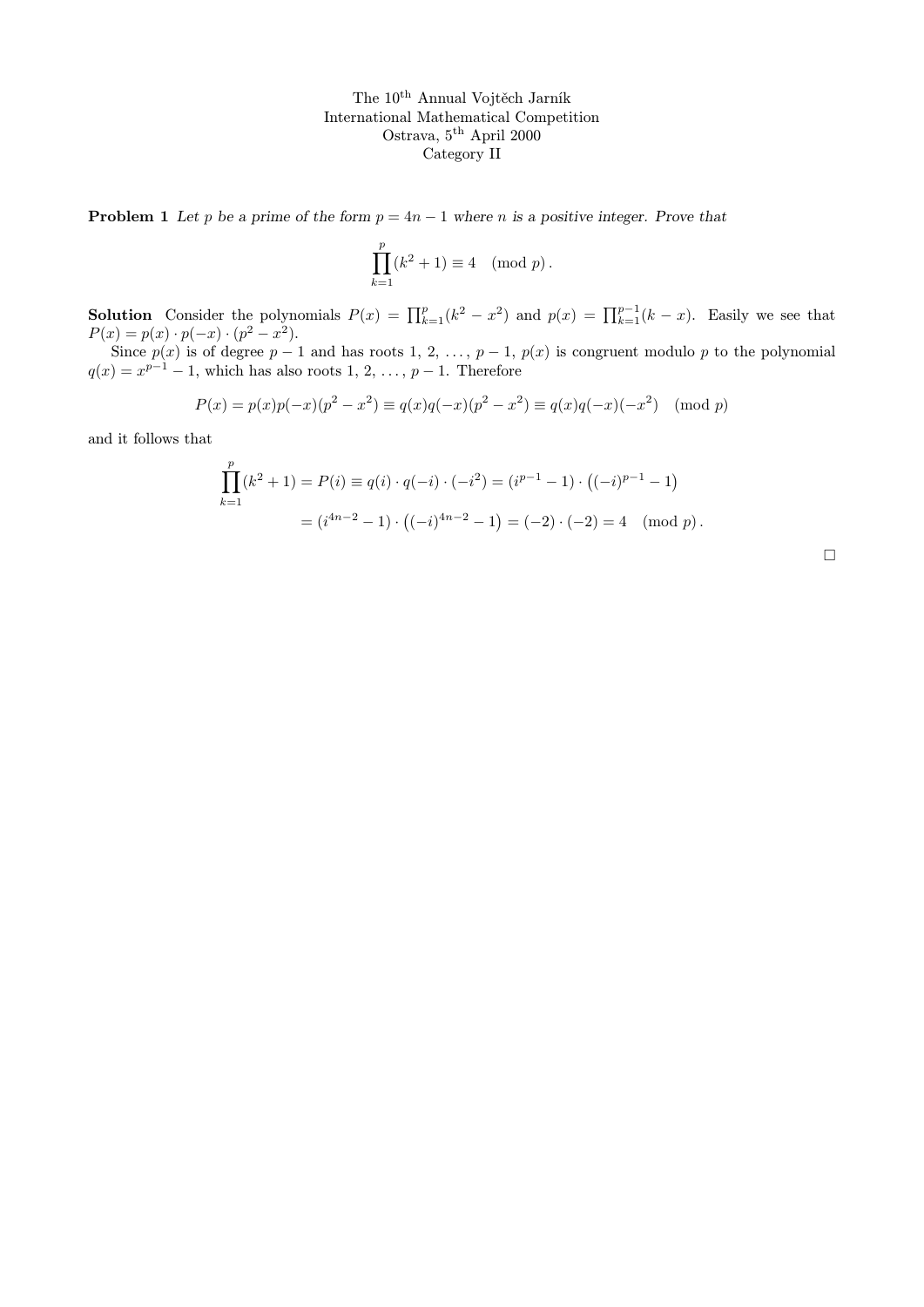The 10[th] Annual Vojtěch Jarník
International Mathematical Competition
Ostrava, 5[th] April 2000
Category II

**Problem 1** *Let $p$ be a prime of the form $p = 4n - 1$ where $n$ is a positive integer. Prove that*

$$\prod_{k=1}^{p}(k^2+1) \equiv 4 \pmod{p}.$$

**Solution** Consider the polynomials $P(x) = \prod_{k=1}^{p}(k^2 - x^2)$ and $p(x) = \prod_{k=1}^{p-1}(k - x)$. Easily we see that $P(x) = p(x) \cdot p(-x) \cdot (p^2 - x^2)$.

Since $p(x)$ is of degree $p-1$ and has roots $1, 2, \ldots, p-1$, $p(x)$ is congruent modulo $p$ to the polynomial $q(x) = x^{p-1} - 1$, which has also roots $1, 2, \ldots, p-1$. Therefore

$$P(x) = p(x)p(-x)(p^2 - x^2) \equiv q(x)q(-x)(p^2 - x^2) \equiv q(x)q(-x)(-x^2) \pmod{p}$$

and it follows that

$$\begin{aligned}
\prod_{k=1}^{p}(k^2+1) = P(i) &\equiv q(i) \cdot q(-i) \cdot (-i^2) = (i^{p-1} - 1) \cdot \left((-i)^{p-1} - 1\right) \\
&= (i^{4n-2} - 1) \cdot \left((-i)^{4n-2} - 1\right) = (-2) \cdot (-2) = 4 \pmod{p}.
\end{aligned}$$

□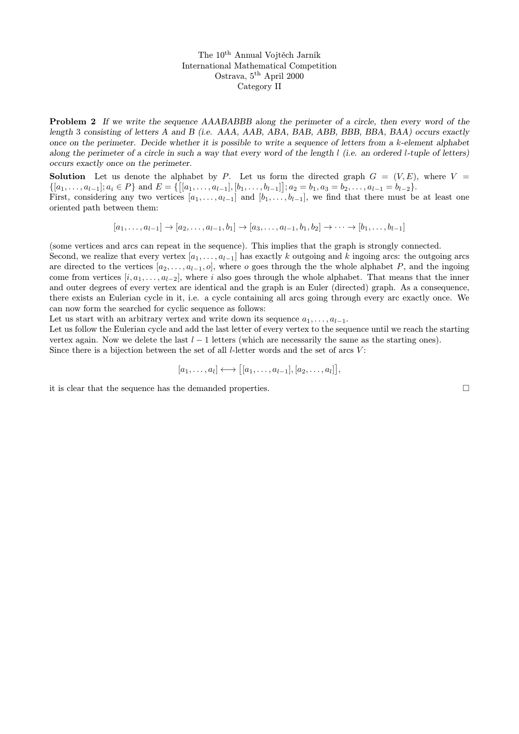The 10[th] Annual Vojtěch Jarník
International Mathematical Competition
Ostrava, 5[th] April 2000
Category II

**Problem 2** *If we write the sequence AAABABBB along the perimeter of a circle, then every word of the length 3 consisting of letters A and B (i.e. AAA, AAB, ABA, BAB, ABB, BBB, BBA, BAA) occurs exactly once on the perimeter. Decide whether it is possible to write a sequence of letters from a k-element alphabet along the perimeter of a circle in such a way that every word of the length l (i.e. an ordered l-tuple of letters) occurs exactly once on the perimeter.*

**Solution** Let us denote the alphabet by $P$. Let us form the directed graph $G = (V, E)$, where $V = \{[a_1, \ldots, a_{l-1}]; a_i \in P\}$ and $E = \{\big[[a_1, \ldots, a_{l-1}], [b_1, \ldots, b_{l-1}]\big]; a_2 = b_1, a_3 = b_2, \ldots, a_{l-1} = b_{l-2}\}$.
First, considering any two vertices $[a_1, \ldots, a_{l-1}]$ and $[b_1, \ldots, b_{l-1}]$, we find that there must be at least one oriented path between them:

$$[a_1, \ldots, a_{l-1}] \rightarrow [a_2, \ldots, a_{l-1}, b_1] \rightarrow [a_3, \ldots, a_{l-1}, b_1, b_2] \rightarrow \cdots \rightarrow [b_1, \ldots, b_{l-1}]$$

(some vertices and arcs can repeat in the sequence). This implies that the graph is strongly connected.
Second, we realize that every vertex $[a_1, \ldots, a_{l-1}]$ has exactly $k$ outgoing and $k$ ingoing arcs: the outgoing arcs are directed to the vertices $[a_2, \ldots, a_{l-1}, o]$, where $o$ goes through the the whole alphabet $P$, and the ingoing come from vertices $[i, a_1, \ldots, a_{l-2}]$, where $i$ also goes through the whole alphabet. That means that the inner and outer degrees of every vertex are identical and the graph is an Euler (directed) graph. As a consequence, there exists an Eulerian cycle in it, i.e. a cycle containing all arcs going through every arc exactly once. We can now form the searched for cyclic sequence as follows:
Let us start with an arbitrary vertex and write down its sequence $a_1, \ldots, a_{l-1}$.
Let us follow the Eulerian cycle and add the last letter of every vertex to the sequence until we reach the starting vertex again. Now we delete the last $l - 1$ letters (which are necessarily the same as the starting ones).
Since there is a bijection between the set of all $l$-letter words and the set of arcs $V$:

$$[a_1, \ldots, a_l] \longleftrightarrow \big[[a_1, \ldots, a_{l-1}], [a_2, \ldots, a_l]\big],$$

it is clear that the sequence has the demanded properties. □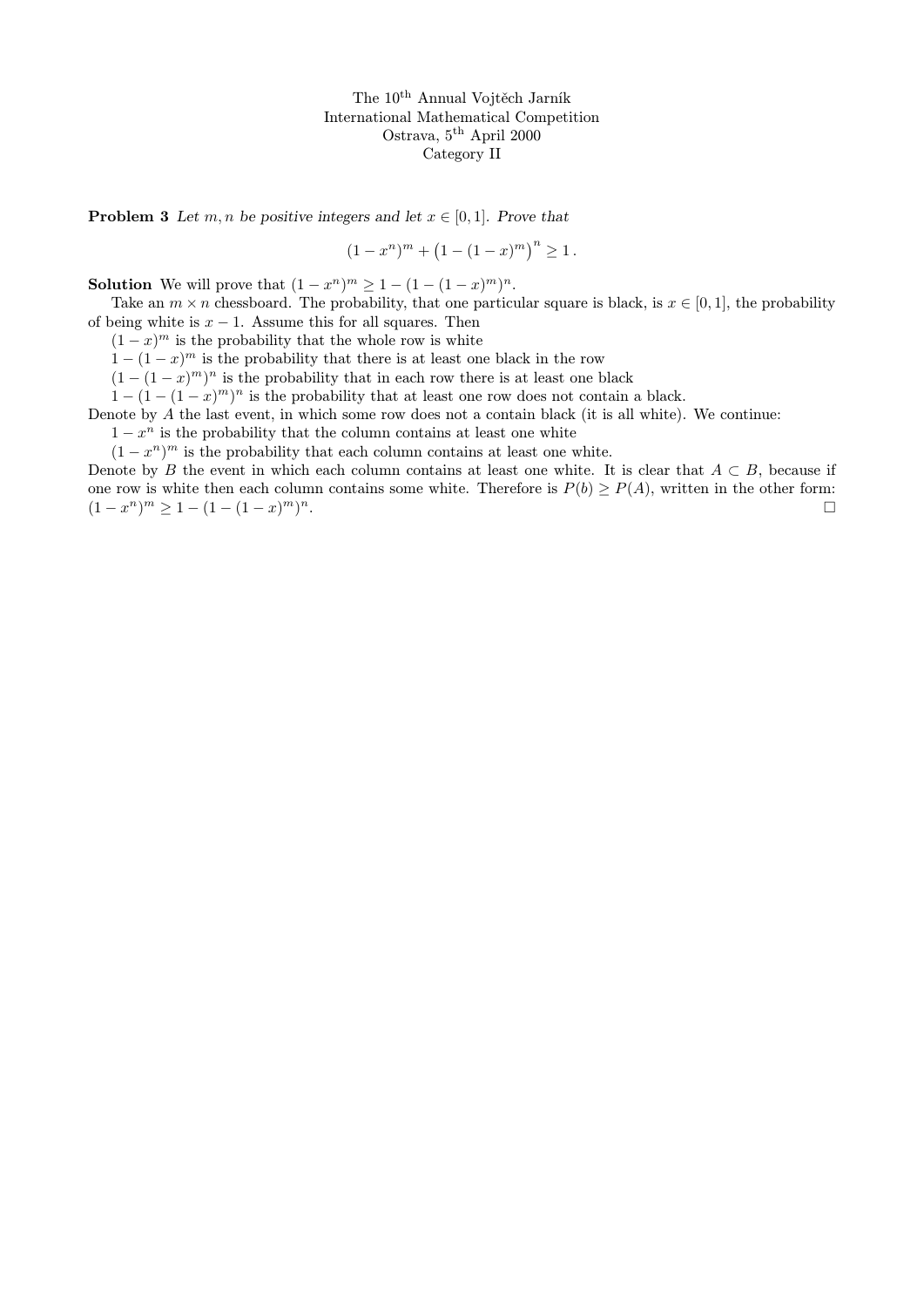The 10th Annual Vojtěch Jarník
International Mathematical Competition
Ostrava, 5th April 2000
Category II

**Problem 3** *Let $m, n$ be positive integers and let $x \in [0,1]$. Prove that*

$$(1-x^n)^m + \big(1-(1-x)^m\big)^n \geq 1\,.$$

**Solution** We will prove that $(1-x^n)^m \geq 1-(1-(1-x)^m)^n$.

Take an $m \times n$ chessboard. The probability, that one particular square is black, is $x \in [0,1]$, the probability of being white is $x-1$. Assume this for all squares. Then

$(1-x)^m$ is the probability that the whole row is white

$1-(1-x)^m$ is the probability that there is at least one black in the row

$(1-(1-x)^m)^n$ is the probability that in each row there is at least one black

$1-(1-(1-x)^m)^n$ is the probability that at least one row does not contain a black.

Denote by $A$ the last event, in which some row does not a contain black (it is all white). We continue:

$1-x^n$ is the probability that the column contains at least one white

$(1-x^n)^m$ is the probability that each column contains at least one white.

Denote by $B$ the event in which each column contains at least one white. It is clear that $A \subset B$, because if one row is white then each column contains some white. Therefore is $P(b) \geq P(A)$, written in the other form: $(1-x^n)^m \geq 1-(1-(1-x)^m)^n$. □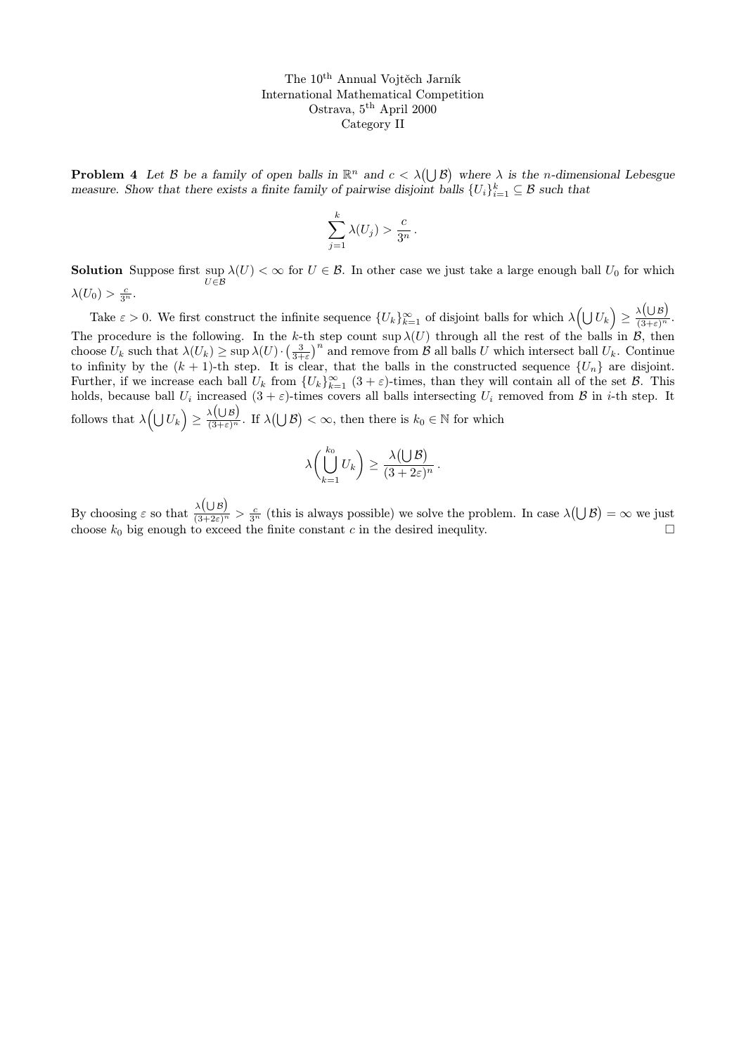The 10[th] Annual Vojtěch Jarník
International Mathematical Competition
Ostrava, 5[th] April 2000
Category II

**Problem 4** *Let $\mathcal{B}$ be a family of open balls in $\mathbb{R}^n$ and $c < \lambda\big(\bigcup\mathcal{B}\big)$ where $\lambda$ is the $n$-dimensional Lebesgue measure. Show that there exists a finite family of pairwise disjoint balls $\{U_i\}_{i=1}^k \subseteq \mathcal{B}$ such that*

$$\sum_{j=1}^{k} \lambda(U_j) > \frac{c}{3^n}.$$

**Solution** Suppose first $\sup\limits_{U\in\mathcal{B}} \lambda(U) < \infty$ for $U \in \mathcal{B}$. In other case we just take a large enough ball $U_0$ for which $\lambda(U_0) > \frac{c}{3^n}$.

Take $\varepsilon > 0$. We first construct the infinite sequence $\{U_k\}_{k=1}^{\infty}$ of disjoint balls for which $\lambda\Big(\bigcup U_k\Big) \geq \frac{\lambda(\bigcup\mathcal{B})}{(3+\varepsilon)^n}$. The procedure is the following. In the $k$-th step count $\sup\lambda(U)$ through all the rest of the balls in $\mathcal{B}$, then choose $U_k$ such that $\lambda(U_k) \geq \sup\lambda(U)\cdot\big(\frac{3}{3+\varepsilon}\big)^n$ and remove from $\mathcal{B}$ all balls $U$ which intersect ball $U_k$. Continue to infinity by the $(k+1)$-th step. It is clear, that the balls in the constructed sequence $\{U_n\}$ are disjoint. Further, if we increase each ball $U_k$ from $\{U_k\}_{k=1}^{\infty}$ $(3+\varepsilon)$-times, than they will contain all of the set $\mathcal{B}$. This holds, because ball $U_i$ increased $(3+\varepsilon)$-times covers all balls intersecting $U_i$ removed from $\mathcal{B}$ in $i$-th step. It follows that $\lambda\Big(\bigcup U_k\Big) \geq \frac{\lambda(\bigcup\mathcal{B})}{(3+\varepsilon)^n}$. If $\lambda\big(\bigcup\mathcal{B}\big) < \infty$, then there is $k_0 \in \mathbb{N}$ for which

$$\lambda\left(\bigcup_{k=1}^{k_0} U_k\right) \geq \frac{\lambda\big(\bigcup\mathcal{B}\big)}{(3+2\varepsilon)^n}.$$

By choosing $\varepsilon$ so that $\frac{\lambda(\bigcup\mathcal{B})}{(3+2\varepsilon)^n} > \frac{c}{3^n}$ (this is always possible) we solve the problem. In case $\lambda\big(\bigcup\mathcal{B}\big) = \infty$ we just choose $k_0$ big enough to exceed the finite constant $c$ in the desired inequlity. □